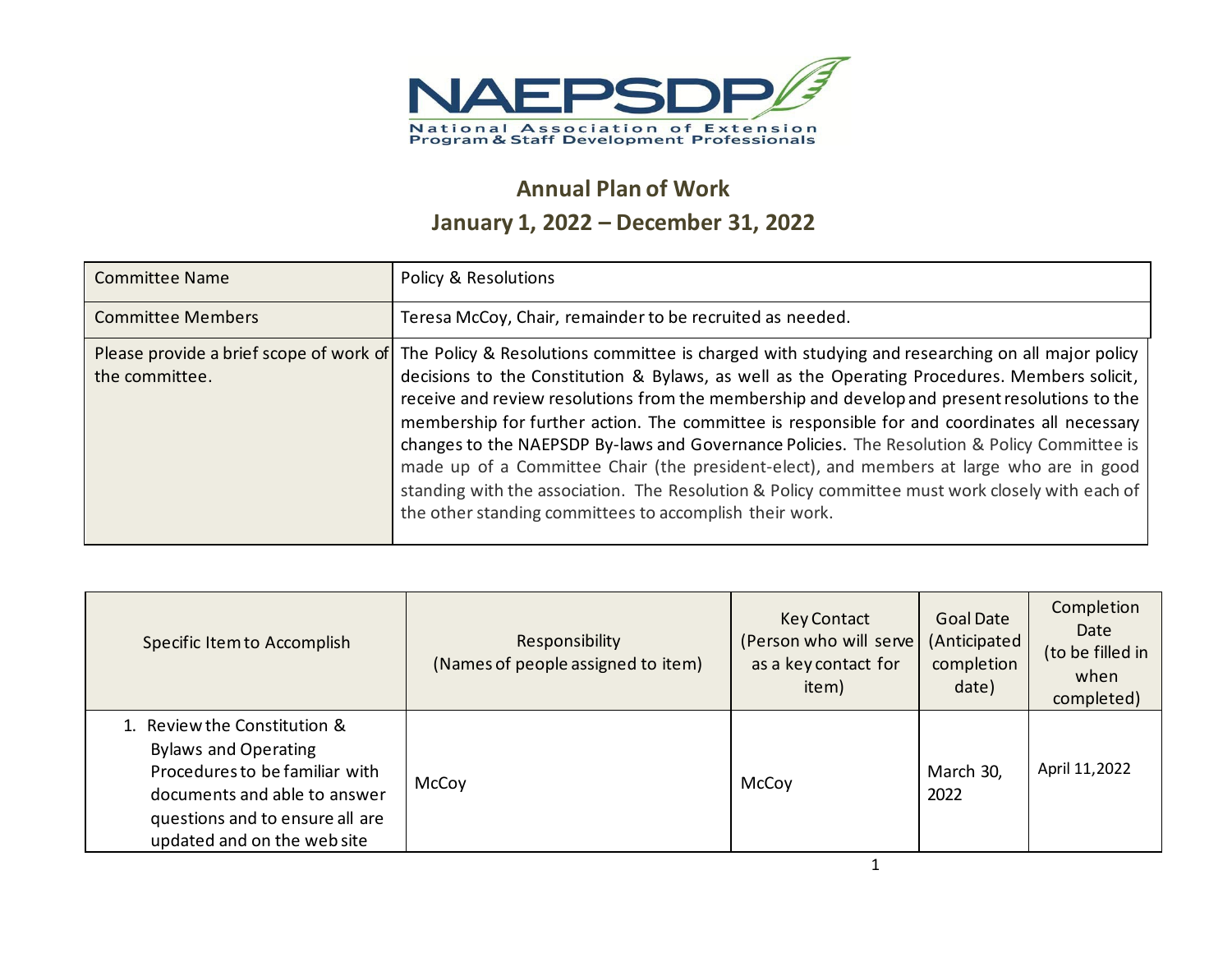NAEPSDP

National Association of Extension Program & Staff Development Professionals

## Annual Plan of Work

## January 1, 2022 – December 31, 2022

| Committee Name | Policy & Resolutions |
|---|---|
| Committee Members | Teresa McCoy, Chair, remainder to be recruited as needed. |
| Please provide a brief scope of work of the committee. | The Policy & Resolutions committee is charged with studying and researching on all major policy decisions to the Constitution & Bylaws, as well as the Operating Procedures. Members solicit, receive and review resolutions from the membership and develop and present resolutions to the membership for further action. The committee is responsible for and coordinates all necessary changes to the NAEPSDP By-laws and Governance Policies. The Resolution & Policy Committee is made up of a Committee Chair (the president-elect), and members at large who are in good standing with the association. The Resolution & Policy committee must work closely with each of the other standing committees to accomplish their work. |

| Specific Item to Accomplish | Responsibility (Names of people assigned to item) | Key Contact (Person who will serve as a key contact for item) | Goal Date (Anticipated completion date) | Completion Date (to be filled in when completed) |
|---|---|---|---|---|
| 1. Review the Constitution & Bylaws and Operating Procedures to be familiar with documents and able to answer questions and to ensure all are updated and on the web site | McCoy | McCoy | March 30, 2022 | April 11,2022 |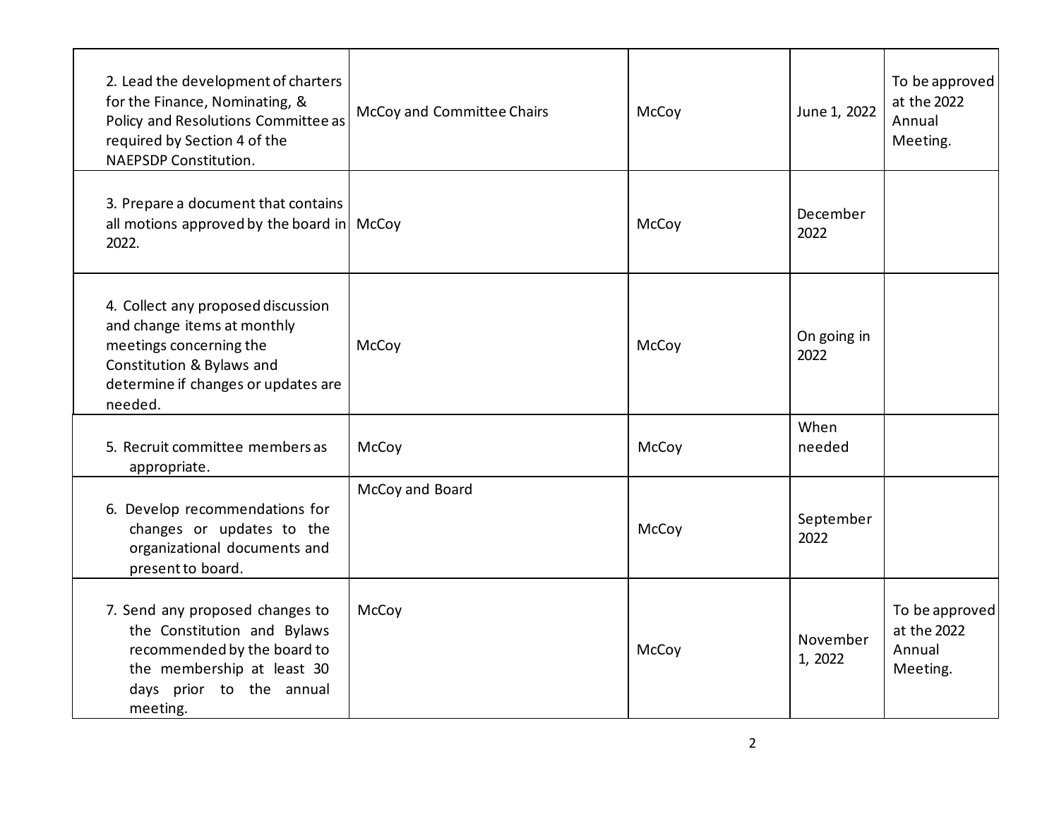| | | | | |
|---|---|---|---|---|
| 2. Lead the development of charters for the Finance, Nominating, & Policy and Resolutions Committee as required by Section 4 of the NAEPSDP Constitution. | McCoy and Committee Chairs | McCoy | June 1, 2022 | To be approved at the 2022 Annual Meeting. |
| 3. Prepare a document that contains all motions approved by the board in 2022. | McCoy | McCoy | December 2022 | |
| 4. Collect any proposed discussion and change items at monthly meetings concerning the Constitution & Bylaws and determine if changes or updates are needed. | McCoy | McCoy | On going in 2022 | |
| 5. Recruit committee members as appropriate. | McCoy | McCoy | When needed | |
| 6. Develop recommendations for changes or updates to the organizational documents and present to board. | McCoy and Board | McCoy | September 2022 | |
| 7. Send any proposed changes to the Constitution and Bylaws recommended by the board to the membership at least 30 days prior to the annual meeting. | McCoy | McCoy | November 1, 2022 | To be approved at the 2022 Annual Meeting. |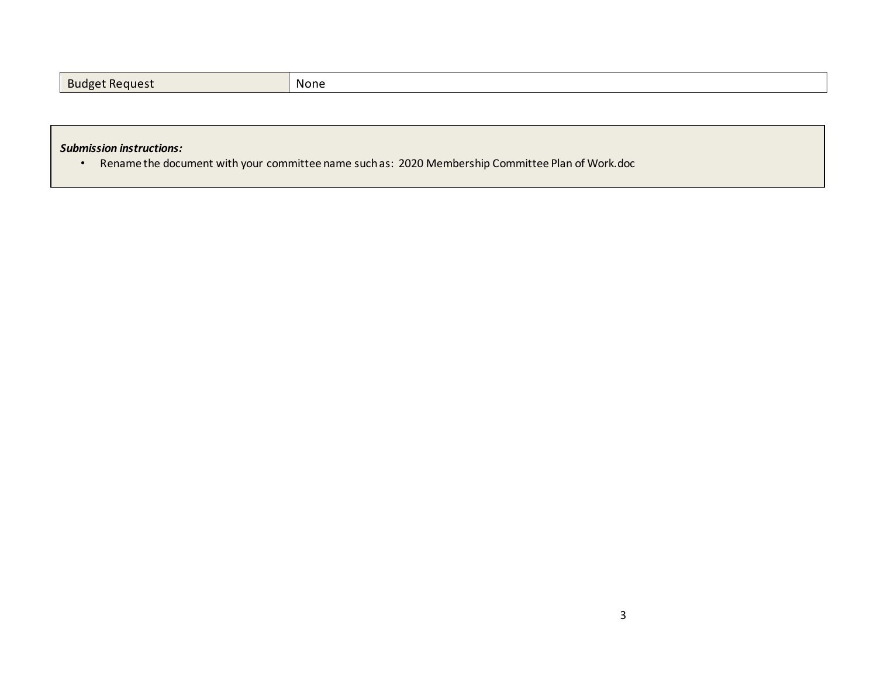| | |
|---|---|
| Budget Request | None |

***Submission instructions:***

- Rename the document with your committee name such as: 2020 Membership Committee Plan of Work.doc